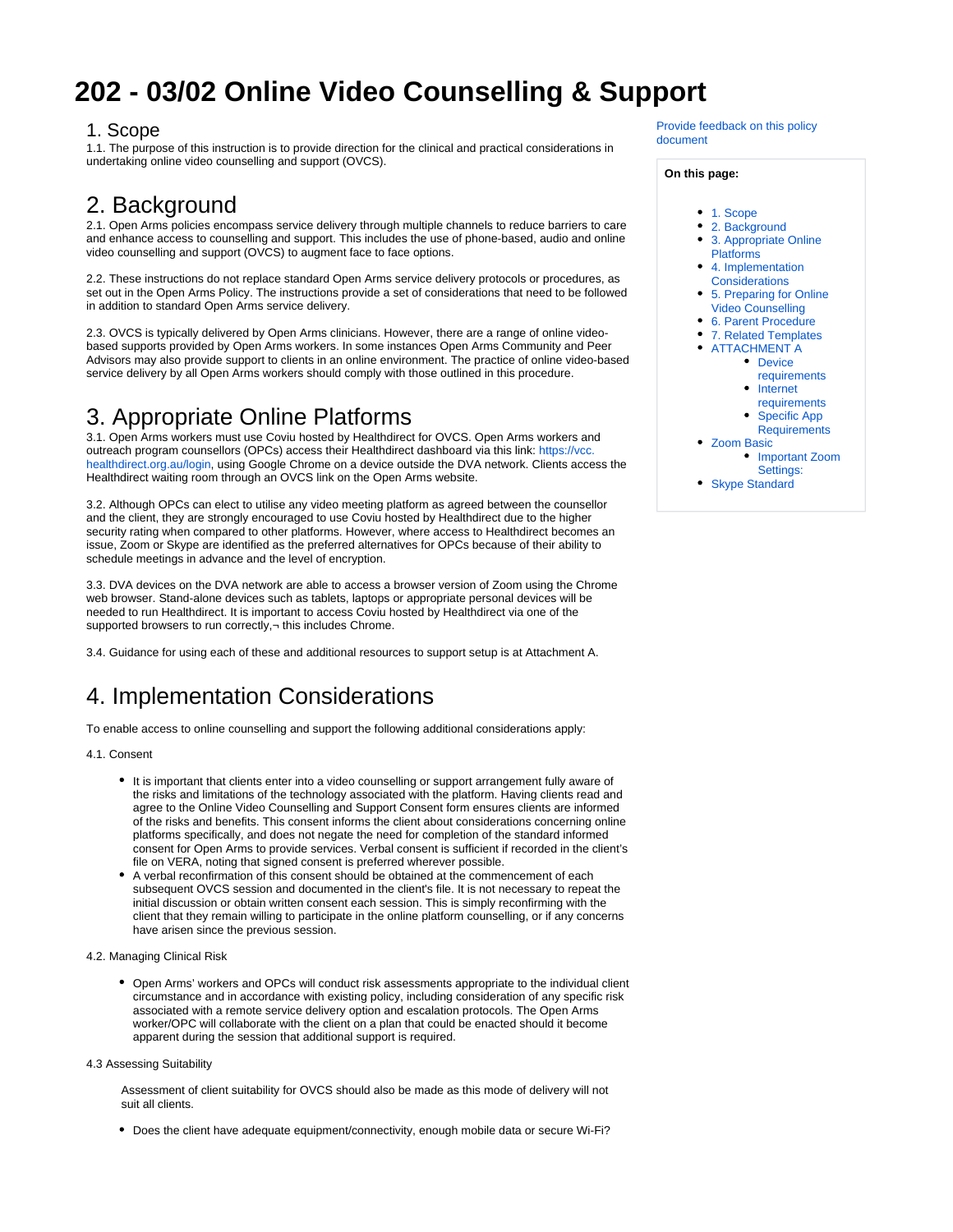# 202 - 03/02 Online Video Counselling & Support

Provide feedback on this policy document

**On this page:**

- 1. Scope
- 2. Background
- 3. Appropriate Online Platforms
- 4. Implementation Considerations
- 5. Preparing for Online Video Counselling
- 6. Parent Procedure
- 7. Related Templates
- ATTACHMENT A
  - Device requirements
  - Internet requirements
  - Specific App Requirements
- Zoom Basic
  - Important Zoom Settings:
- Skype Standard

## 1. Scope

1.1. The purpose of this instruction is to provide direction for the clinical and practical considerations in undertaking online video counselling and support (OVCS).

## 2. Background

2.1. Open Arms policies encompass service delivery through multiple channels to reduce barriers to care and enhance access to counselling and support. This includes the use of phone-based, audio and online video counselling and support (OVCS) to augment face to face options.

2.2. These instructions do not replace standard Open Arms service delivery protocols or procedures, as set out in the Open Arms Policy. The instructions provide a set of considerations that need to be followed in addition to standard Open Arms service delivery.

2.3. OVCS is typically delivered by Open Arms clinicians. However, there are a range of online video-based supports provided by Open Arms workers. In some instances Open Arms Community and Peer Advisors may also provide support to clients in an online environment. The practice of online video-based service delivery by all Open Arms workers should comply with those outlined in this procedure.

## 3. Appropriate Online Platforms

3.1. Open Arms workers must use Coviu hosted by Healthdirect for OVCS. Open Arms workers and outreach program counsellors (OPCs) access their Healthdirect dashboard via this link: https://vcc.healthdirect.org.au/login, using Google Chrome on a device outside the DVA network. Clients access the Healthdirect waiting room through an OVCS link on the Open Arms website.

3.2. Although OPCs can elect to utilise any video meeting platform as agreed between the counsellor and the client, they are strongly encouraged to use Coviu hosted by Healthdirect due to the higher security rating when compared to other platforms. However, where access to Healthdirect becomes an issue, Zoom or Skype are identified as the preferred alternatives for OPCs because of their ability to schedule meetings in advance and the level of encryption.

3.3. DVA devices on the DVA network are able to access a browser version of Zoom using the Chrome web browser. Stand-alone devices such as tablets, laptops or appropriate personal devices will be needed to run Healthdirect. It is important to access Coviu hosted by Healthdirect via one of the supported browsers to run correctly,¬ this includes Chrome.

3.4. Guidance for using each of these and additional resources to support setup is at Attachment A.

## 4. Implementation Considerations

To enable access to online counselling and support the following additional considerations apply:

4.1. Consent

- It is important that clients enter into a video counselling or support arrangement fully aware of the risks and limitations of the technology associated with the platform. Having clients read and agree to the Online Video Counselling and Support Consent form ensures clients are informed of the risks and benefits. This consent informs the client about considerations concerning online platforms specifically, and does not negate the need for completion of the standard informed consent for Open Arms to provide services. Verbal consent is sufficient if recorded in the client's file on VERA, noting that signed consent is preferred wherever possible.
- A verbal reconfirmation of this consent should be obtained at the commencement of each subsequent OVCS session and documented in the client's file. It is not necessary to repeat the initial discussion or obtain written consent each session. This is simply reconfirming with the client that they remain willing to participate in the online platform counselling, or if any concerns have arisen since the previous session.

4.2. Managing Clinical Risk

- Open Arms' workers and OPCs will conduct risk assessments appropriate to the individual client circumstance and in accordance with existing policy, including consideration of any specific risk associated with a remote service delivery option and escalation protocols. The Open Arms worker/OPC will collaborate with the client on a plan that could be enacted should it become apparent during the session that additional support is required.

4.3 Assessing Suitability

Assessment of client suitability for OVCS should also be made as this mode of delivery will not suit all clients.

- Does the client have adequate equipment/connectivity, enough mobile data or secure Wi-Fi?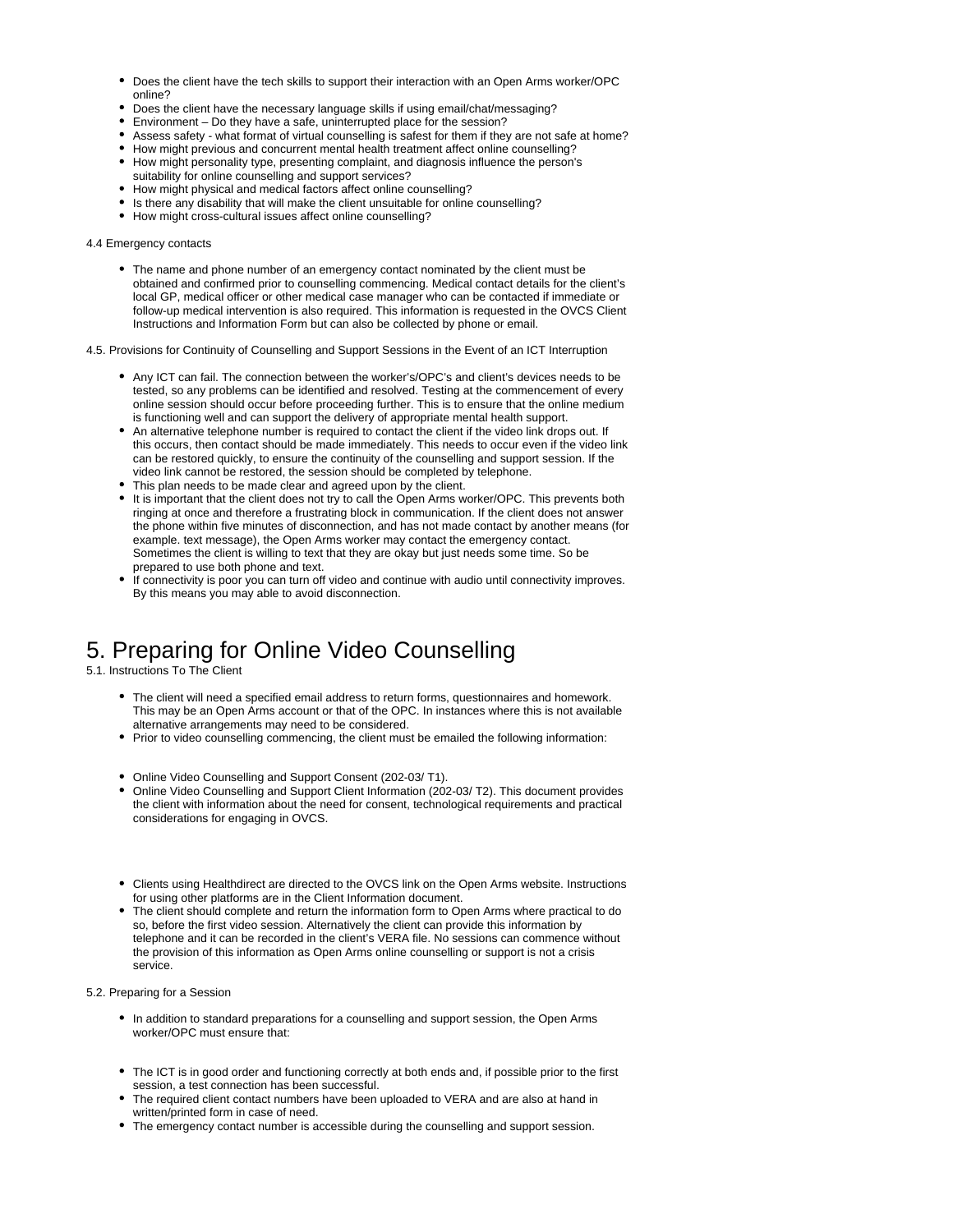- Does the client have the tech skills to support their interaction with an Open Arms worker/OPC online?
- Does the client have the necessary language skills if using email/chat/messaging?
- Environment – Do they have a safe, uninterrupted place for the session?
- Assess safety - what format of virtual counselling is safest for them if they are not safe at home?
- How might previous and concurrent mental health treatment affect online counselling?
- How might personality type, presenting complaint, and diagnosis influence the person's suitability for online counselling and support services?
- How might physical and medical factors affect online counselling?
- Is there any disability that will make the client unsuitable for online counselling?
- How might cross-cultural issues affect online counselling?

4.4 Emergency contacts

- The name and phone number of an emergency contact nominated by the client must be obtained and confirmed prior to counselling commencing. Medical contact details for the client's local GP, medical officer or other medical case manager who can be contacted if immediate or follow-up medical intervention is also required. This information is requested in the OVCS Client Instructions and Information Form but can also be collected by phone or email.

4.5. Provisions for Continuity of Counselling and Support Sessions in the Event of an ICT Interruption

- Any ICT can fail. The connection between the worker's/OPC's and client's devices needs to be tested, so any problems can be identified and resolved. Testing at the commencement of every online session should occur before proceeding further. This is to ensure that the online medium is functioning well and can support the delivery of appropriate mental health support.
- An alternative telephone number is required to contact the client if the video link drops out. If this occurs, then contact should be made immediately. This needs to occur even if the video link can be restored quickly, to ensure the continuity of the counselling and support session. If the video link cannot be restored, the session should be completed by telephone.
- This plan needs to be made clear and agreed upon by the client.
- It is important that the client does not try to call the Open Arms worker/OPC. This prevents both ringing at once and therefore a frustrating block in communication. If the client does not answer the phone within five minutes of disconnection, and has not made contact by another means (for example. text message), the Open Arms worker may contact the emergency contact. Sometimes the client is willing to text that they are okay but just needs some time. So be prepared to use both phone and text.
- If connectivity is poor you can turn off video and continue with audio until connectivity improves. By this means you may able to avoid disconnection.

# 5. Preparing for Online Video Counselling

5.1. Instructions To The Client

- The client will need a specified email address to return forms, questionnaires and homework. This may be an Open Arms account or that of the OPC. In instances where this is not available alternative arrangements may need to be considered.
- Prior to video counselling commencing, the client must be emailed the following information:

- Online Video Counselling and Support Consent (202-03/ T1).
- Online Video Counselling and Support Client Information (202-03/ T2). This document provides the client with information about the need for consent, technological requirements and practical considerations for engaging in OVCS.

- Clients using Healthdirect are directed to the OVCS link on the Open Arms website. Instructions for using other platforms are in the Client Information document.
- The client should complete and return the information form to Open Arms where practical to do so, before the first video session. Alternatively the client can provide this information by telephone and it can be recorded in the client's VERA file. No sessions can commence without the provision of this information as Open Arms online counselling or support is not a crisis service.

5.2. Preparing for a Session

- In addition to standard preparations for a counselling and support session, the Open Arms worker/OPC must ensure that:

- The ICT is in good order and functioning correctly at both ends and, if possible prior to the first session, a test connection has been successful.
- The required client contact numbers have been uploaded to VERA and are also at hand in written/printed form in case of need.
- The emergency contact number is accessible during the counselling and support session.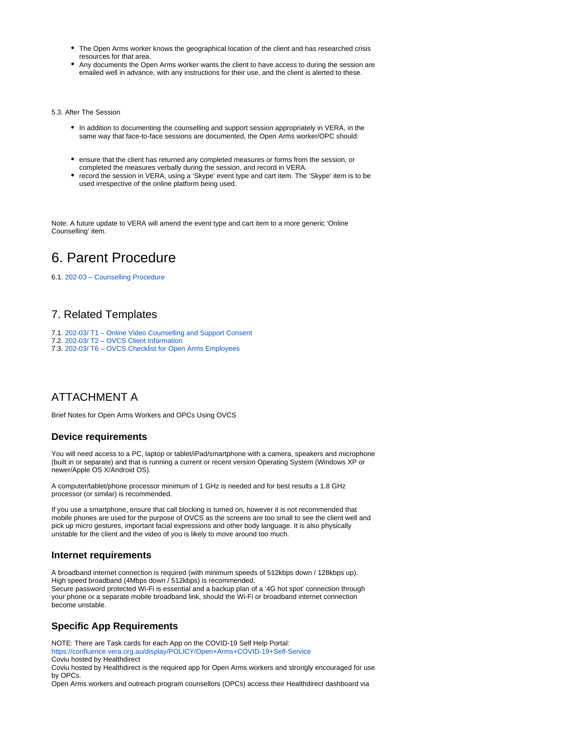- The Open Arms worker knows the geographical location of the client and has researched crisis resources for that area.
- Any documents the Open Arms worker wants the client to have access to during the session are emailed well in advance, with any instructions for their use, and the client is alerted to these.

5.3. After The Session

- In addition to documenting the counselling and support session appropriately in VERA, in the same way that face-to-face sessions are documented, the Open Arms worker/OPC should:

- ensure that the client has returned any completed measures or forms from the session, or completed the measures verbally during the session, and record in VERA.
- record the session in VERA, using a 'Skype' event type and cart item. The 'Skype' item is to be used irrespective of the online platform being used.

Note: A future update to VERA will amend the event type and cart item to a more generic 'Online Counselling' item.

# 6. Parent Procedure

6.1. 202-03 – Counselling Procedure

## 7. Related Templates

7.1. 202-03/ T1 – Online Video Counselling and Support Consent
7.2. 202-03/ T2 – OVCS Client Information
7.3. 202-03/ T6 – OVCS Checklist for Open Arms Employees

## ATTACHMENT A

Brief Notes for Open Arms Workers and OPCs Using OVCS

### Device requirements

You will need access to a PC, laptop or tablet/iPad/smartphone with a camera, speakers and microphone (built in or separate) and that is running a current or recent version Operating System (Windows XP or newer/Apple OS X/Android OS).

A computer/tablet/phone processor minimum of 1 GHz is needed and for best results a 1.8 GHz processor (or similar) is recommended.

If you use a smartphone, ensure that call blocking is turned on, however it is not recommended that mobile phones are used for the purpose of OVCS as the screens are too small to see the client well and pick up micro gestures, important facial expressions and other body language. It is also physically unstable for the client and the video of you is likely to move around too much.

### Internet requirements

A broadband internet connection is required (with minimum speeds of 512kbps down / 128kbps up).
High speed broadband (4Mbps down / 512kbps) is recommended.
Secure password protected Wi-Fi is essential and a backup plan of a '4G hot spot' connection through your phone or a separate mobile broadband link, should the Wi-Fi or broadband internet connection become unstable.

### Specific App Requirements

NOTE: There are Task cards for each App on the COVID-19 Self Help Portal:
https://confluence.vera.org.au/display/POLICY/Open+Arms+COVID-19+Self-Service
Coviu hosted by Healthdirect
Coviu hosted by Healthdirect is the required app for Open Arms workers and strongly encouraged for use by OPCs.
Open Arms workers and outreach program counsellors (OPCs) access their Healthdirect dashboard via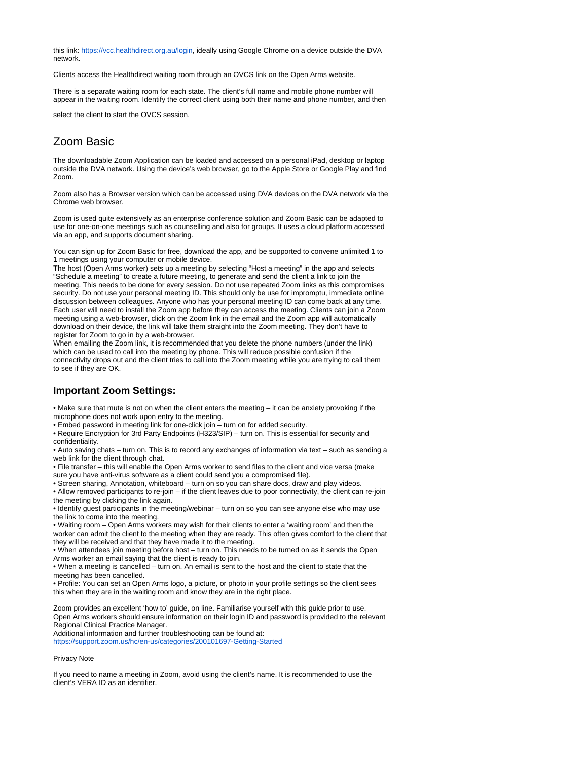this link: https://vcc.healthdirect.org.au/login, ideally using Google Chrome on a device outside the DVA network.

Clients access the Healthdirect waiting room through an OVCS link on the Open Arms website.

There is a separate waiting room for each state. The client's full name and mobile phone number will appear in the waiting room. Identify the correct client using both their name and phone number, and then

select the client to start the OVCS session.

## Zoom Basic

The downloadable Zoom Application can be loaded and accessed on a personal iPad, desktop or laptop outside the DVA network. Using the device's web browser, go to the Apple Store or Google Play and find Zoom.

Zoom also has a Browser version which can be accessed using DVA devices on the DVA network via the Chrome web browser.

Zoom is used quite extensively as an enterprise conference solution and Zoom Basic can be adapted to use for one-on-one meetings such as counselling and also for groups. It uses a cloud platform accessed via an app, and supports document sharing.

You can sign up for Zoom Basic for free, download the app, and be supported to convene unlimited 1 to 1 meetings using your computer or mobile device.
The host (Open Arms worker) sets up a meeting by selecting "Host a meeting" in the app and selects "Schedule a meeting" to create a future meeting, to generate and send the client a link to join the meeting. This needs to be done for every session. Do not use repeated Zoom links as this compromises security. Do not use your personal meeting ID. This should only be use for impromptu, immediate online discussion between colleagues. Anyone who has your personal meeting ID can come back at any time. Each user will need to install the Zoom app before they can access the meeting. Clients can join a Zoom meeting using a web-browser, click on the Zoom link in the email and the Zoom app will automatically download on their device, the link will take them straight into the Zoom meeting. They don't have to register for Zoom to go in by a web-browser.
When emailing the Zoom link, it is recommended that you delete the phone numbers (under the link) which can be used to call into the meeting by phone. This will reduce possible confusion if the connectivity drops out and the client tries to call into the Zoom meeting while you are trying to call them to see if they are OK.

### Important Zoom Settings:

• Make sure that mute is not on when the client enters the meeting – it can be anxiety provoking if the microphone does not work upon entry to the meeting.
• Embed password in meeting link for one-click join – turn on for added security.
• Require Encryption for 3rd Party Endpoints (H323/SIP) – turn on. This is essential for security and confidentiality.
• Auto saving chats – turn on. This is to record any exchanges of information via text – such as sending a web link for the client through chat.
• File transfer – this will enable the Open Arms worker to send files to the client and vice versa (make sure you have anti-virus software as a client could send you a compromised file).
• Screen sharing, Annotation, whiteboard – turn on so you can share docs, draw and play videos.
• Allow removed participants to re-join – if the client leaves due to poor connectivity, the client can re-join the meeting by clicking the link again.
• Identify guest participants in the meeting/webinar – turn on so you can see anyone else who may use the link to come into the meeting.
• Waiting room – Open Arms workers may wish for their clients to enter a 'waiting room' and then the worker can admit the client to the meeting when they are ready. This often gives comfort to the client that they will be received and that they have made it to the meeting.
• When attendees join meeting before host – turn on. This needs to be turned on as it sends the Open Arms worker an email saying that the client is ready to join.
• When a meeting is cancelled – turn on. An email is sent to the host and the client to state that the meeting has been cancelled.
• Profile: You can set an Open Arms logo, a picture, or photo in your profile settings so the client sees this when they are in the waiting room and know they are in the right place.

Zoom provides an excellent 'how to' guide, on line. Familiarise yourself with this guide prior to use.
Open Arms workers should ensure information on their login ID and password is provided to the relevant Regional Clinical Practice Manager.
Additional information and further troubleshooting can be found at:
https://support.zoom.us/hc/en-us/categories/200101697-Getting-Started

Privacy Note

If you need to name a meeting in Zoom, avoid using the client's name. It is recommended to use the client's VERA ID as an identifier.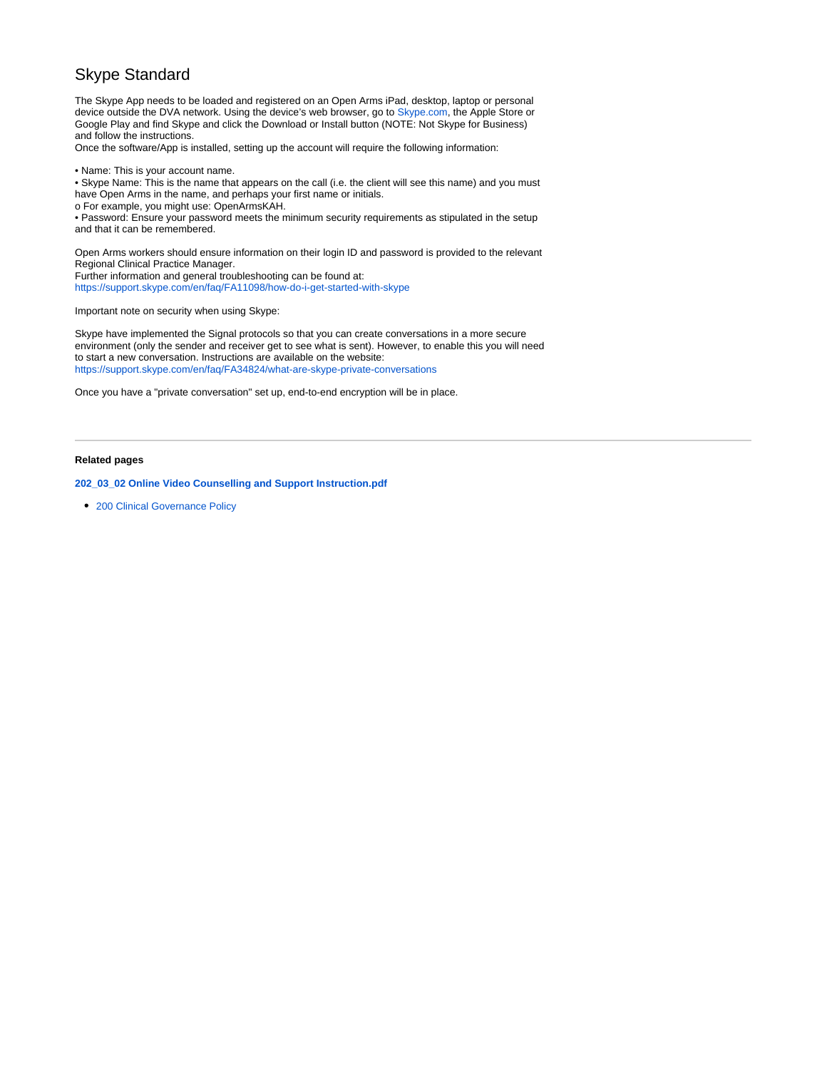## Skype Standard

The Skype App needs to be loaded and registered on an Open Arms iPad, desktop, laptop or personal device outside the DVA network. Using the device's web browser, go to Skype.com, the Apple Store or Google Play and find Skype and click the Download or Install button (NOTE: Not Skype for Business) and follow the instructions.
Once the software/App is installed, setting up the account will require the following information:

• Name: This is your account name.
• Skype Name: This is the name that appears on the call (i.e. the client will see this name) and you must have Open Arms in the name, and perhaps your first name or initials.
o For example, you might use: OpenArmsKAH.
• Password: Ensure your password meets the minimum security requirements as stipulated in the setup and that it can be remembered.

Open Arms workers should ensure information on their login ID and password is provided to the relevant Regional Clinical Practice Manager.
Further information and general troubleshooting can be found at:
https://support.skype.com/en/faq/FA11098/how-do-i-get-started-with-skype

Important note on security when using Skype:

Skype have implemented the Signal protocols so that you can create conversations in a more secure environment (only the sender and receiver get to see what is sent). However, to enable this you will need to start a new conversation. Instructions are available on the website:
https://support.skype.com/en/faq/FA34824/what-are-skype-private-conversations

Once you have a "private conversation" set up, end-to-end encryption will be in place.

---

**Related pages**

**202_03_02 Online Video Counselling and Support Instruction.pdf**

- 200 Clinical Governance Policy